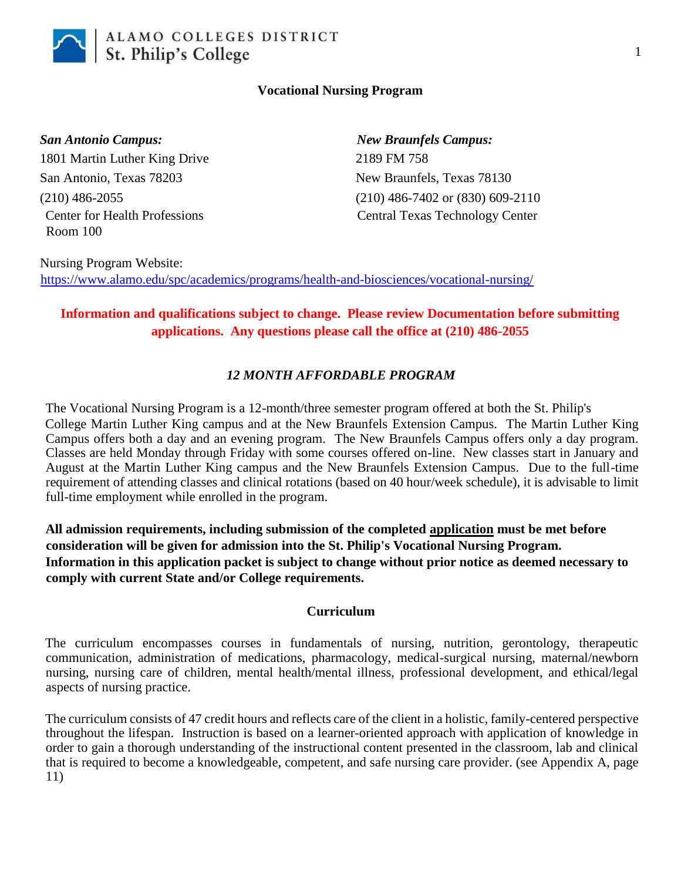ALAMO COLLEGES DISTRICT
St. Philip's College

# Vocational Nursing Program

***San Antonio Campus:***
1801 Martin Luther King Drive
San Antonio, Texas 78203
(210) 486-2055
Center for Health Professions
Room 100

***New Braunfels Campus:***
2189 FM 758
New Braunfels, Texas 78130
(210) 486-7402 or (830) 609-2110
Central Texas Technology Center

Nursing Program Website:
https://www.alamo.edu/spc/academics/programs/health-and-biosciences/vocational-nursing/

**Information and qualifications subject to change. Please review Documentation before submitting applications. Any questions please call the office at (210) 486-2055**

## *12 MONTH AFFORDABLE PROGRAM*

The Vocational Nursing Program is a 12-month/three semester program offered at both the St. Philip's College Martin Luther King campus and at the New Braunfels Extension Campus. The Martin Luther King Campus offers both a day and an evening program. The New Braunfels Campus offers only a day program. Classes are held Monday through Friday with some courses offered on-line. New classes start in January and August at the Martin Luther King campus and the New Braunfels Extension Campus. Due to the full-time requirement of attending classes and clinical rotations (based on 40 hour/week schedule), it is advisable to limit full-time employment while enrolled in the program.

**All admission requirements, including submission of the completed application must be met before consideration will be given for admission into the St. Philip's Vocational Nursing Program. Information in this application packet is subject to change without prior notice as deemed necessary to comply with current State and/or College requirements.**

## Curriculum

The curriculum encompasses courses in fundamentals of nursing, nutrition, gerontology, therapeutic communication, administration of medications, pharmacology, medical-surgical nursing, maternal/newborn nursing, nursing care of children, mental health/mental illness, professional development, and ethical/legal aspects of nursing practice.

The curriculum consists of 47 credit hours and reflects care of the client in a holistic, family-centered perspective throughout the lifespan. Instruction is based on a learner-oriented approach with application of knowledge in order to gain a thorough understanding of the instructional content presented in the classroom, lab and clinical that is required to become a knowledgeable, competent, and safe nursing care provider. (see Appendix A, page 11)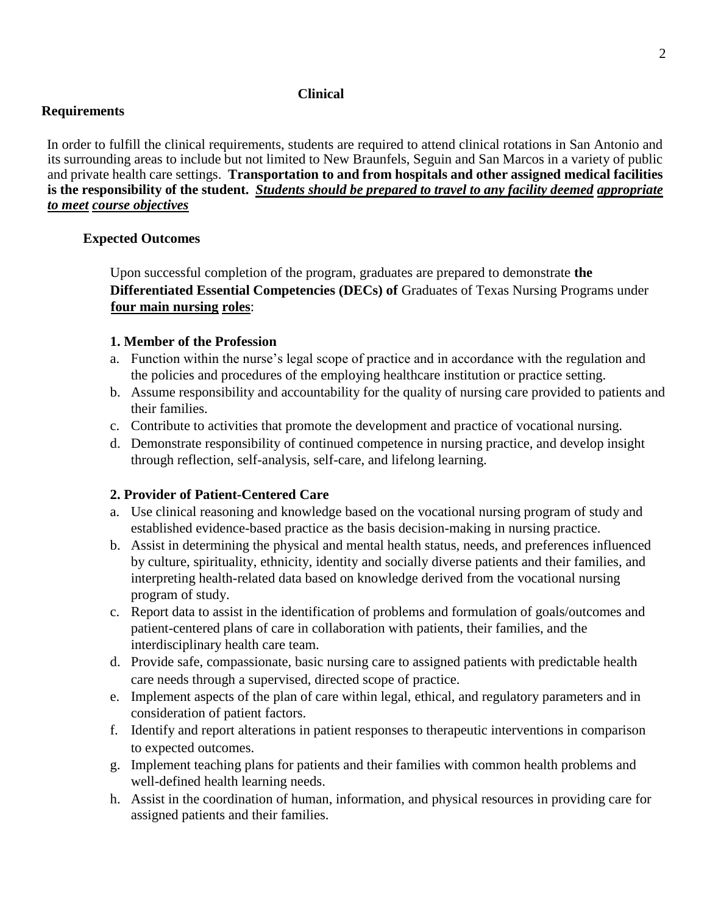## Clinical Requirements

In order to fulfill the clinical requirements, students are required to attend clinical rotations in San Antonio and its surrounding areas to include but not limited to New Braunfels, Seguin and San Marcos in a variety of public and private health care settings. **Transportation to and from hospitals and other assigned medical facilities is the responsibility of the student.** ***Students should be prepared to travel to any facility deemed appropriate to meet course objectives***

### Expected Outcomes

Upon successful completion of the program, graduates are prepared to demonstrate **the Differentiated Essential Competencies (DECs) of** Graduates of Texas Nursing Programs under **four main nursing roles**:

**1. Member of the Profession**

a. Function within the nurse's legal scope of practice and in accordance with the regulation and the policies and procedures of the employing healthcare institution or practice setting.
b. Assume responsibility and accountability for the quality of nursing care provided to patients and their families.
c. Contribute to activities that promote the development and practice of vocational nursing.
d. Demonstrate responsibility of continued competence in nursing practice, and develop insight through reflection, self-analysis, self-care, and lifelong learning.

**2. Provider of Patient-Centered Care**

a. Use clinical reasoning and knowledge based on the vocational nursing program of study and established evidence-based practice as the basis decision-making in nursing practice.
b. Assist in determining the physical and mental health status, needs, and preferences influenced by culture, spirituality, ethnicity, identity and socially diverse patients and their families, and interpreting health-related data based on knowledge derived from the vocational nursing program of study.
c. Report data to assist in the identification of problems and formulation of goals/outcomes and patient-centered plans of care in collaboration with patients, their families, and the interdisciplinary health care team.
d. Provide safe, compassionate, basic nursing care to assigned patients with predictable health care needs through a supervised, directed scope of practice.
e. Implement aspects of the plan of care within legal, ethical, and regulatory parameters and in consideration of patient factors.
f. Identify and report alterations in patient responses to therapeutic interventions in comparison to expected outcomes.
g. Implement teaching plans for patients and their families with common health problems and well-defined health learning needs.
h. Assist in the coordination of human, information, and physical resources in providing care for assigned patients and their families.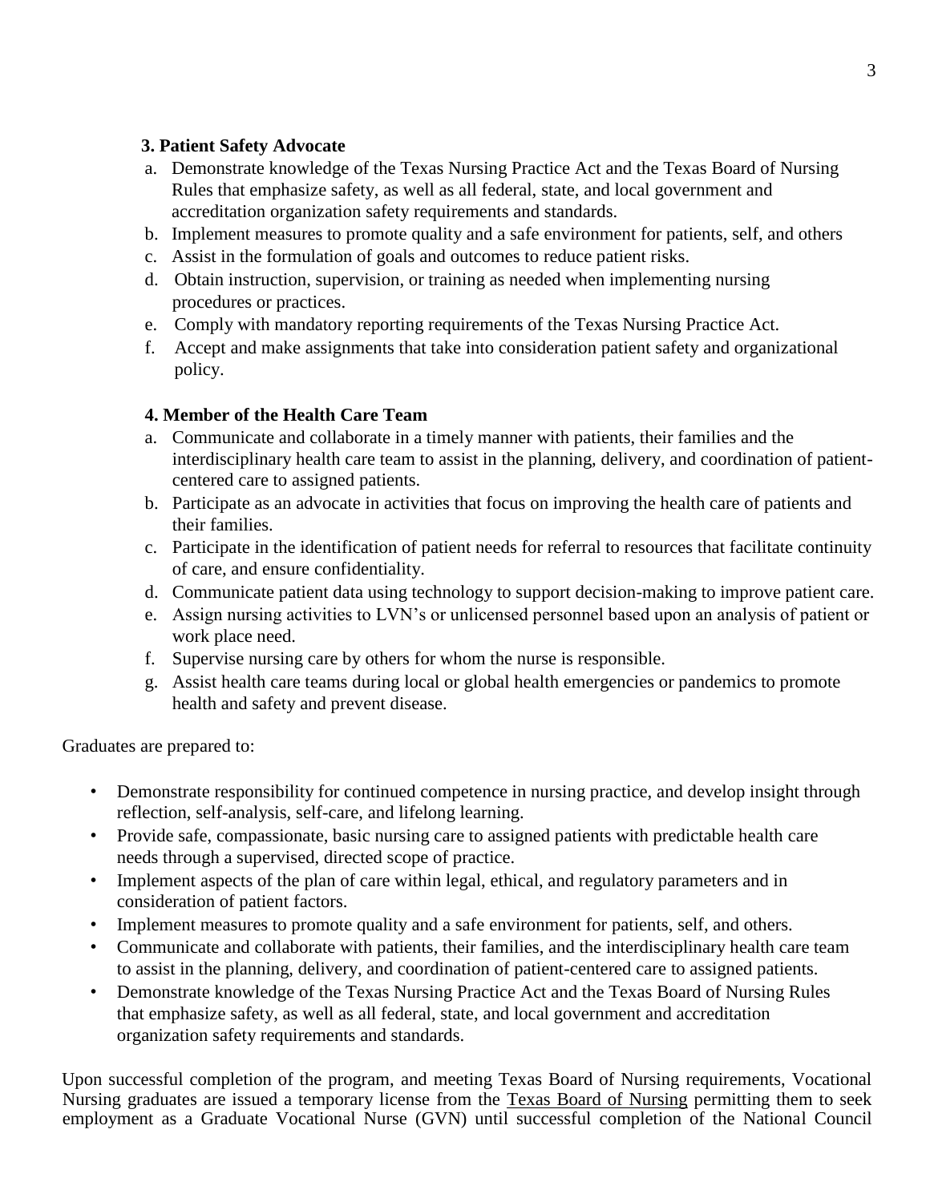**3. Patient Safety Advocate**

a. Demonstrate knowledge of the Texas Nursing Practice Act and the Texas Board of Nursing Rules that emphasize safety, as well as all federal, state, and local government and accreditation organization safety requirements and standards.
b. Implement measures to promote quality and a safe environment for patients, self, and others
c. Assist in the formulation of goals and outcomes to reduce patient risks.
d. Obtain instruction, supervision, or training as needed when implementing nursing procedures or practices.
e. Comply with mandatory reporting requirements of the Texas Nursing Practice Act.
f. Accept and make assignments that take into consideration patient safety and organizational policy.

**4. Member of the Health Care Team**

a. Communicate and collaborate in a timely manner with patients, their families and the interdisciplinary health care team to assist in the planning, delivery, and coordination of patient-centered care to assigned patients.
b. Participate as an advocate in activities that focus on improving the health care of patients and their families.
c. Participate in the identification of patient needs for referral to resources that facilitate continuity of care, and ensure confidentiality.
d. Communicate patient data using technology to support decision-making to improve patient care.
e. Assign nursing activities to LVN's or unlicensed personnel based upon an analysis of patient or work place need.
f. Supervise nursing care by others for whom the nurse is responsible.
g. Assist health care teams during local or global health emergencies or pandemics to promote health and safety and prevent disease.

Graduates are prepared to:

- Demonstrate responsibility for continued competence in nursing practice, and develop insight through reflection, self-analysis, self-care, and lifelong learning.
- Provide safe, compassionate, basic nursing care to assigned patients with predictable health care needs through a supervised, directed scope of practice.
- Implement aspects of the plan of care within legal, ethical, and regulatory parameters and in consideration of patient factors.
- Implement measures to promote quality and a safe environment for patients, self, and others.
- Communicate and collaborate with patients, their families, and the interdisciplinary health care team to assist in the planning, delivery, and coordination of patient-centered care to assigned patients.
- Demonstrate knowledge of the Texas Nursing Practice Act and the Texas Board of Nursing Rules that emphasize safety, as well as all federal, state, and local government and accreditation organization safety requirements and standards.

Upon successful completion of the program, and meeting Texas Board of Nursing requirements, Vocational Nursing graduates are issued a temporary license from the Texas Board of Nursing permitting them to seek employment as a Graduate Vocational Nurse (GVN) until successful completion of the National Council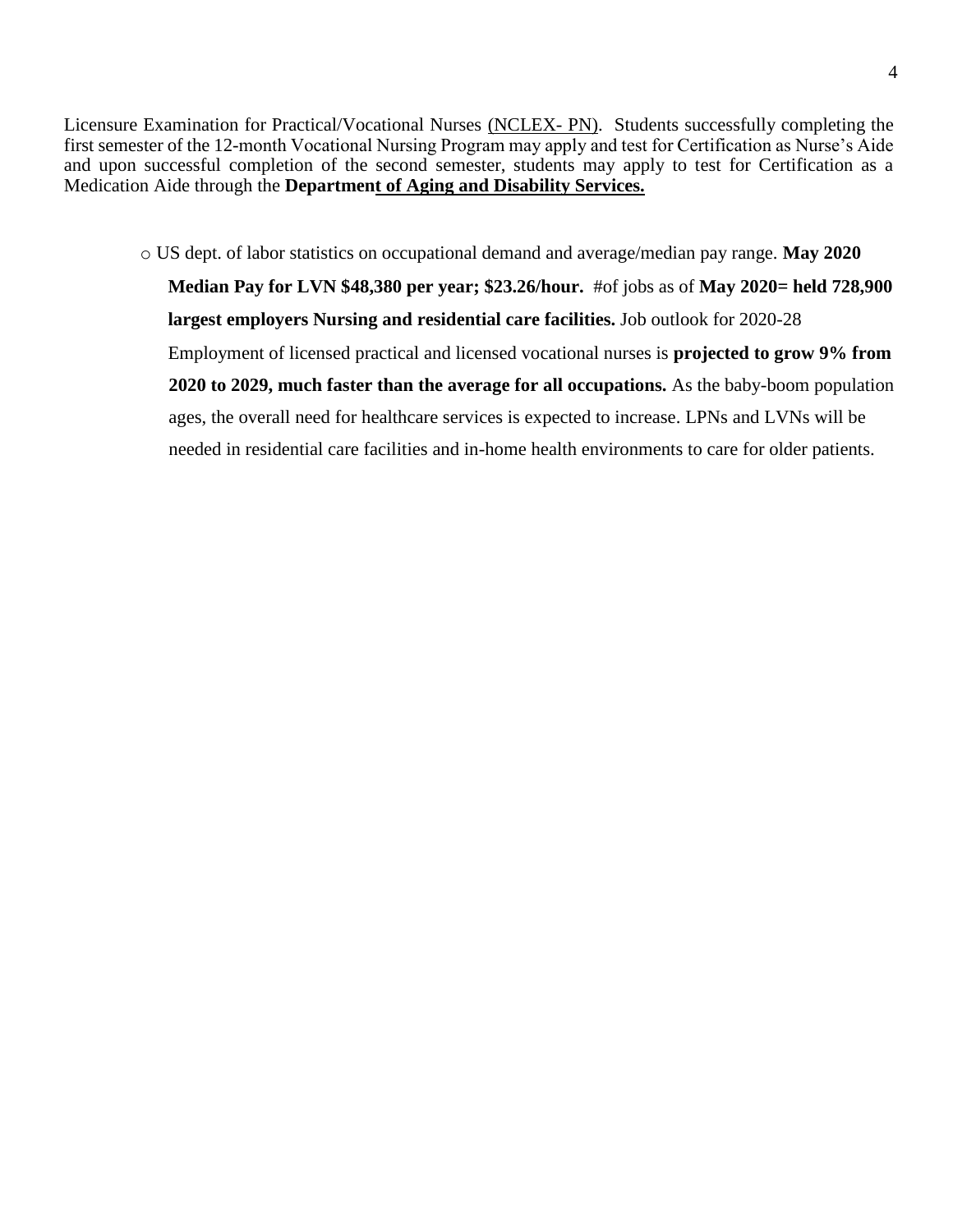Licensure Examination for Practical/Vocational Nurses (NCLEX- PN). Students successfully completing the first semester of the 12-month Vocational Nursing Program may apply and test for Certification as Nurse's Aide and upon successful completion of the second semester, students may apply to test for Certification as a Medication Aide through the **Department of Aging and Disability Services.**

- US dept. of labor statistics on occupational demand and average/median pay range. **May 2020 Median Pay for LVN $48,380 per year; $23.26/hour.** #of jobs as of **May 2020= held 728,900 largest employers Nursing and residential care facilities.** Job outlook for 2020-28 Employment of licensed practical and licensed vocational nurses is **projected to grow 9% from 2020 to 2029, much faster than the average for all occupations.** As the baby-boom population ages, the overall need for healthcare services is expected to increase. LPNs and LVNs will be needed in residential care facilities and in-home health environments to care for older patients.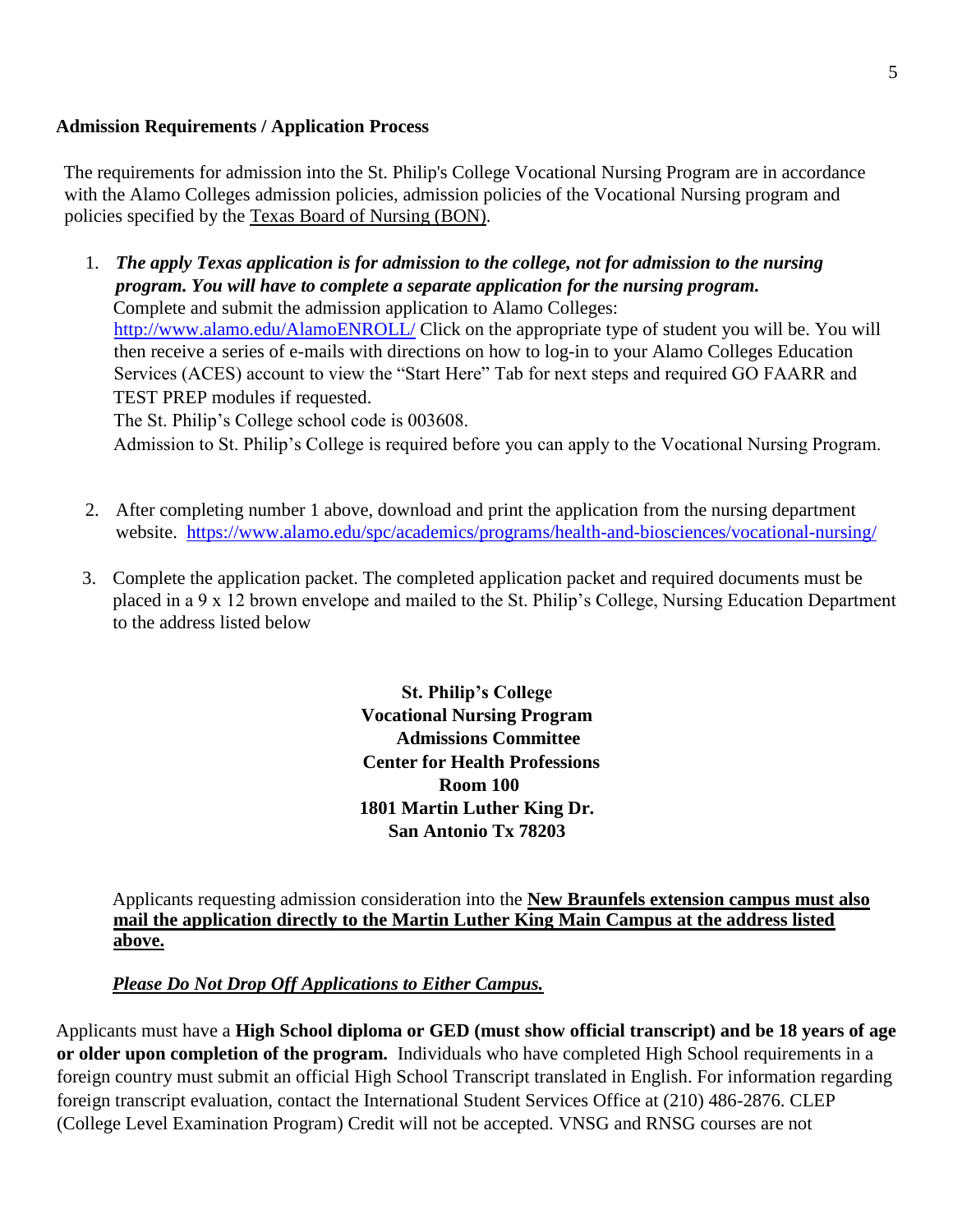**Admission Requirements / Application Process**

The requirements for admission into the St. Philip's College Vocational Nursing Program are in accordance with the Alamo Colleges admission policies, admission policies of the Vocational Nursing program and policies specified by the Texas Board of Nursing (BON).

1. ***The apply Texas application is for admission to the college, not for admission to the nursing program. You will have to complete a separate application for the nursing program.***
   Complete and submit the admission application to Alamo Colleges: http://www.alamo.edu/AlamoENROLL/ Click on the appropriate type of student you will be. You will then receive a series of e-mails with directions on how to log-in to your Alamo Colleges Education Services (ACES) account to view the "Start Here" Tab for next steps and required GO FAARR and TEST PREP modules if requested.
   The St. Philip's College school code is 003608.
   Admission to St. Philip's College is required before you can apply to the Vocational Nursing Program.

2. After completing number 1 above, download and print the application from the nursing department website. https://www.alamo.edu/spc/academics/programs/health-and-biosciences/vocational-nursing/

3. Complete the application packet. The completed application packet and required documents must be placed in a 9 x 12 brown envelope and mailed to the St. Philip's College, Nursing Education Department to the address listed below

**St. Philip's College**
**Vocational Nursing Program**
**Admissions Committee**
**Center for Health Professions**
**Room 100**
**1801 Martin Luther King Dr.**
**San Antonio Tx 78203**

Applicants requesting admission consideration into the **New Braunfels extension campus must also mail the application directly to the Martin Luther King Main Campus at the address listed above.**

***Please Do Not Drop Off Applications to Either Campus.***

Applicants must have a **High School diploma or GED (must show official transcript) and be 18 years of age or older upon completion of the program.** Individuals who have completed High School requirements in a foreign country must submit an official High School Transcript translated in English. For information regarding foreign transcript evaluation, contact the International Student Services Office at (210) 486-2876. CLEP (College Level Examination Program) Credit will not be accepted. VNSG and RNSG courses are not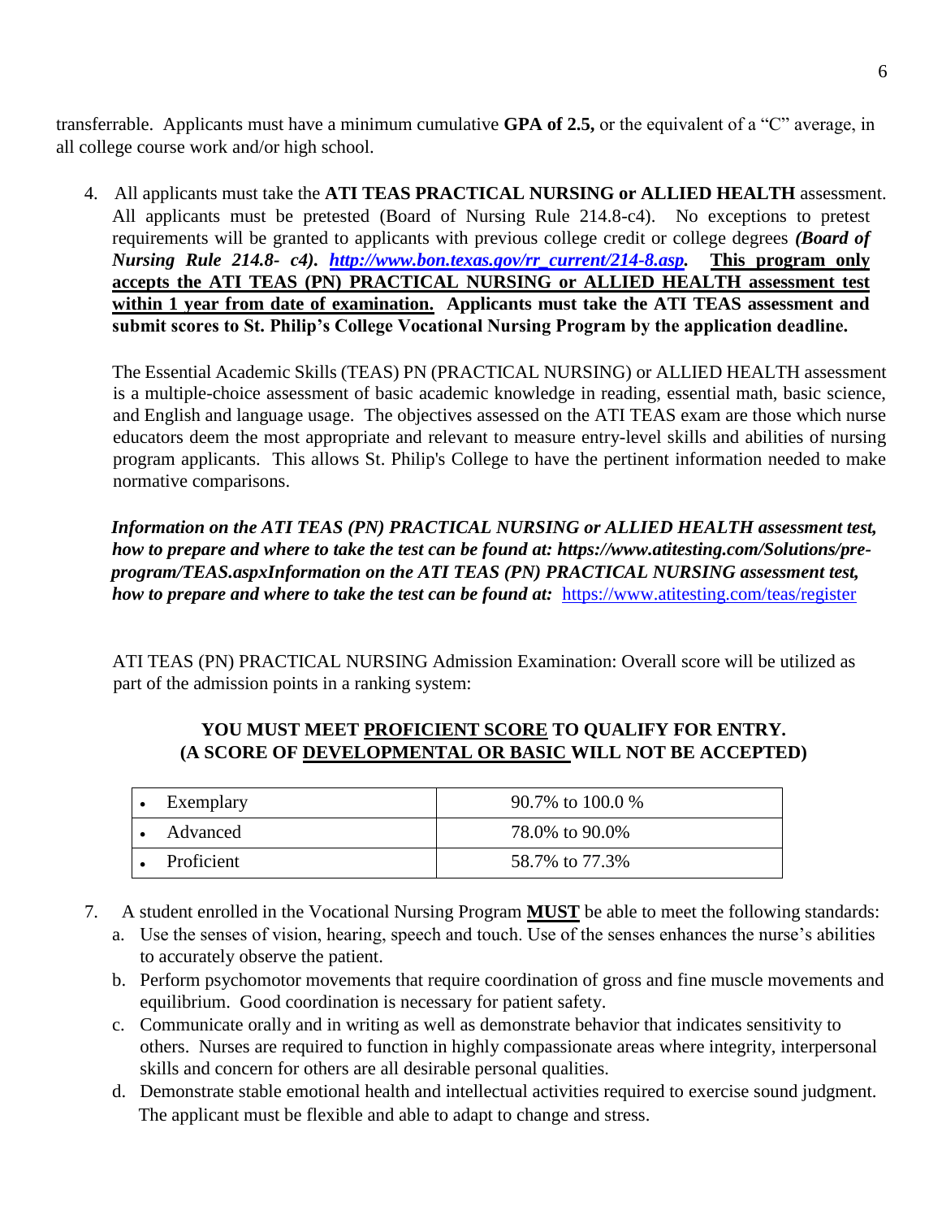transferrable. Applicants must have a minimum cumulative **GPA of 2.5,** or the equivalent of a "C" average, in all college course work and/or high school.

4. All applicants must take the **ATI TEAS PRACTICAL NURSING or ALLIED HEALTH** assessment. All applicants must be pretested (Board of Nursing Rule 214.8-c4). No exceptions to pretest requirements will be granted to applicants with previous college credit or college degrees ***(Board of Nursing Rule 214.8- c4).*** ***[http://www.bon.texas.gov/rr_current/214-8.asp](http://www.bon.texas.gov/rr_current/214-8.asp).*** **This program only accepts the ATI TEAS (PN) PRACTICAL NURSING or ALLIED HEALTH assessment test within 1 year from date of examination. Applicants must take the ATI TEAS assessment and submit scores to St. Philip's College Vocational Nursing Program by the application deadline.**

   The Essential Academic Skills (TEAS) PN (PRACTICAL NURSING) or ALLIED HEALTH assessment is a multiple-choice assessment of basic academic knowledge in reading, essential math, basic science, and English and language usage. The objectives assessed on the ATI TEAS exam are those which nurse educators deem the most appropriate and relevant to measure entry-level skills and abilities of nursing program applicants. This allows St. Philip's College to have the pertinent information needed to make normative comparisons.

   ***Information on the ATI TEAS (PN) PRACTICAL NURSING or ALLIED HEALTH assessment test, how to prepare and where to take the test can be found at: https://www.atitesting.com/Solutions/pre-program/TEAS.aspxInformation on the ATI TEAS (PN) PRACTICAL NURSING assessment test, how to prepare and where to take the test can be found at:*** [https://www.atitesting.com/teas/register](https://www.atitesting.com/teas/register)

   ATI TEAS (PN) PRACTICAL NURSING Admission Examination: Overall score will be utilized as part of the admission points in a ranking system:

   **YOU MUST MEET PROFICIENT SCORE TO QUALIFY FOR ENTRY. (A SCORE OF DEVELOPMENTAL OR BASIC WILL NOT BE ACCEPTED)**

| Level | Score |
|---|---|
| • Exemplary | 90.7% to 100.0 % |
| • Advanced | 78.0% to 90.0% |
| • Proficient | 58.7% to 77.3% |

7. A student enrolled in the Vocational Nursing Program **MUST** be able to meet the following standards:
   a. Use the senses of vision, hearing, speech and touch. Use of the senses enhances the nurse's abilities to accurately observe the patient.
   b. Perform psychomotor movements that require coordination of gross and fine muscle movements and equilibrium. Good coordination is necessary for patient safety.
   c. Communicate orally and in writing as well as demonstrate behavior that indicates sensitivity to others. Nurses are required to function in highly compassionate areas where integrity, interpersonal skills and concern for others are all desirable personal qualities.
   d. Demonstrate stable emotional health and intellectual activities required to exercise sound judgment. The applicant must be flexible and able to adapt to change and stress.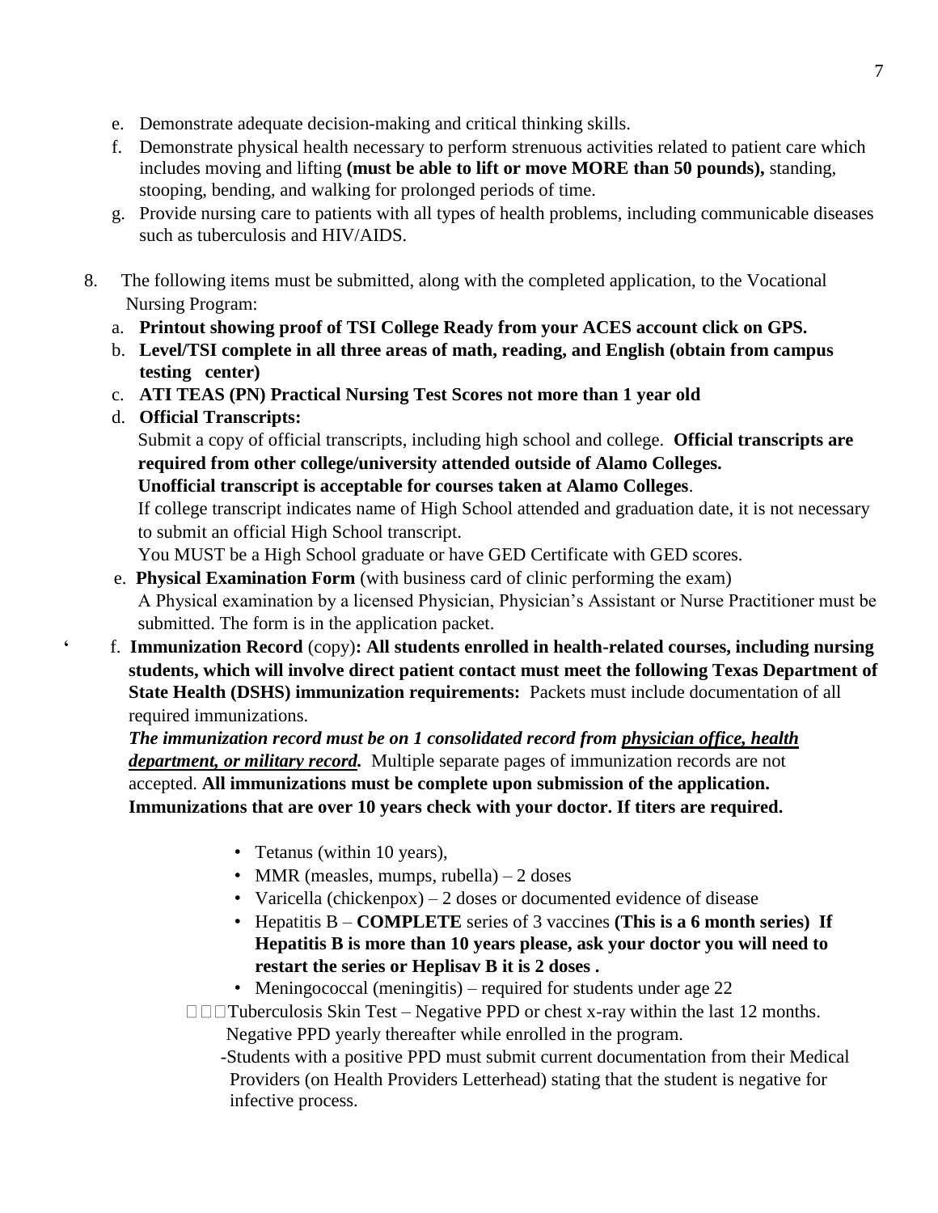e. Demonstrate adequate decision-making and critical thinking skills.
f. Demonstrate physical health necessary to perform strenuous activities related to patient care which includes moving and lifting **(must be able to lift or move MORE than 50 pounds),** standing, stooping, bending, and walking for prolonged periods of time.
g. Provide nursing care to patients with all types of health problems, including communicable diseases such as tuberculosis and HIV/AIDS.

8. The following items must be submitted, along with the completed application, to the Vocational Nursing Program:

a. **Printout showing proof of TSI College Ready from your ACES account click on GPS.**
b. **Level/TSI complete in all three areas of math, reading, and English (obtain from campus testing center)**
c. **ATI TEAS (PN) Practical Nursing Test Scores not more than 1 year old**
d. **Official Transcripts:**
   Submit a copy of official transcripts, including high school and college. **Official transcripts are required from other college/university attended outside of Alamo Colleges.**
   **Unofficial transcript is acceptable for courses taken at Alamo Colleges**.
   If college transcript indicates name of High School attended and graduation date, it is not necessary to submit an official High School transcript.
   You MUST be a High School graduate or have GED Certificate with GED scores.
e. **Physical Examination Form** (with business card of clinic performing the exam)
   A Physical examination by a licensed Physician, Physician's Assistant or Nurse Practitioner must be submitted. The form is in the application packet.
f. **Immunization Record** (copy)**: All students enrolled in health-related courses, including nursing students, which will involve direct patient contact must meet the following Texas Department of State Health (DSHS) immunization requirements:** Packets must include documentation of all required immunizations.
   ***The immunization record must be on 1 consolidated record from physician office, health department, or military record.*** Multiple separate pages of immunization records are not accepted. **All immunizations must be complete upon submission of the application. Immunizations that are over 10 years check with your doctor. If titers are required.**

   - Tetanus (within 10 years),
   - MMR (measles, mumps, rubella) – 2 doses
   - Varicella (chickenpox) – 2 doses or documented evidence of disease
   - Hepatitis B – **COMPLETE** series of 3 vaccines **(This is a 6 month series) If Hepatitis B is more than 10 years please, ask your doctor you will need to restart the series or Heplisav B it is 2 doses .**
   - Meningococcal (meningitis) – required for students under age 22
   - Tuberculosis Skin Test – Negative PPD or chest x-ray within the last 12 months. Negative PPD yearly thereafter while enrolled in the program.
     -Students with a positive PPD must submit current documentation from their Medical Providers (on Health Providers Letterhead) stating that the student is negative for infective process.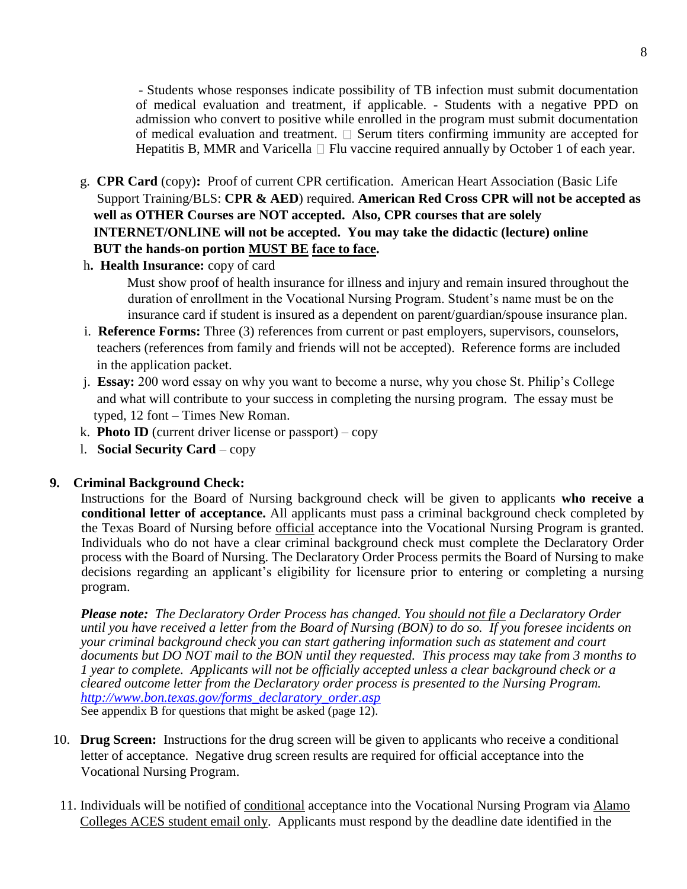- Students whose responses indicate possibility of TB infection must submit documentation of medical evaluation and treatment, if applicable. - Students with a negative PPD on admission who convert to positive while enrolled in the program must submit documentation of medical evaluation and treatment.  Serum titers confirming immunity are accepted for Hepatitis B, MMR and Varicella  Flu vaccine required annually by October 1 of each year.

g. **CPR Card** (copy)**:** Proof of current CPR certification. American Heart Association (Basic Life Support Training/BLS: **CPR & AED**) required. **American Red Cross CPR will not be accepted as well as OTHER Courses are NOT accepted. Also, CPR courses that are solely INTERNET/ONLINE will not be accepted. You may take the didactic (lecture) online BUT the hands-on portion <u>MUST BE</u> <u>face to face</u>.**

h**. Health Insurance:** copy of card

Must show proof of health insurance for illness and injury and remain insured throughout the duration of enrollment in the Vocational Nursing Program. Student's name must be on the insurance card if student is insured as a dependent on parent/guardian/spouse insurance plan.

i. **Reference Forms:** Three (3) references from current or past employers, supervisors, counselors, teachers (references from family and friends will not be accepted). Reference forms are included in the application packet.

j. **Essay:** 200 word essay on why you want to become a nurse, why you chose St. Philip's College and what will contribute to your success in completing the nursing program. The essay must be typed, 12 font – Times New Roman.

k. **Photo ID** (current driver license or passport) – copy

l. **Social Security Card** – copy

**9. Criminal Background Check:**

Instructions for the Board of Nursing background check will be given to applicants **who receive a conditional letter of acceptance.** All applicants must pass a criminal background check completed by the Texas Board of Nursing before <u>official</u> acceptance into the Vocational Nursing Program is granted. Individuals who do not have a clear criminal background check must complete the Declaratory Order process with the Board of Nursing. The Declaratory Order Process permits the Board of Nursing to make decisions regarding an applicant's eligibility for licensure prior to entering or completing a nursing program.

***Please note:*** *The Declaratory Order Process has changed. You <u>should not file</u> a Declaratory Order until you have received a letter from the Board of Nursing (BON) to do so. If you foresee incidents on your criminal background check you can start gathering information such as statement and court documents but DO NOT mail to the BON until they requested. This process may take from 3 months to 1 year to complete. Applicants will not be officially accepted unless a clear background check or a cleared outcome letter from the Declaratory order process is presented to the Nursing Program.* *[http://www.bon.texas.gov/forms_declaratory_order.asp](http://www.bon.texas.gov/forms_declaratory_order.asp)*
See appendix B for questions that might be asked (page 12).

10. **Drug Screen:** Instructions for the drug screen will be given to applicants who receive a conditional letter of acceptance. Negative drug screen results are required for official acceptance into the Vocational Nursing Program.

11. Individuals will be notified of <u>conditional</u> acceptance into the Vocational Nursing Program via <u>Alamo Colleges ACES student email only</u>. Applicants must respond by the deadline date identified in the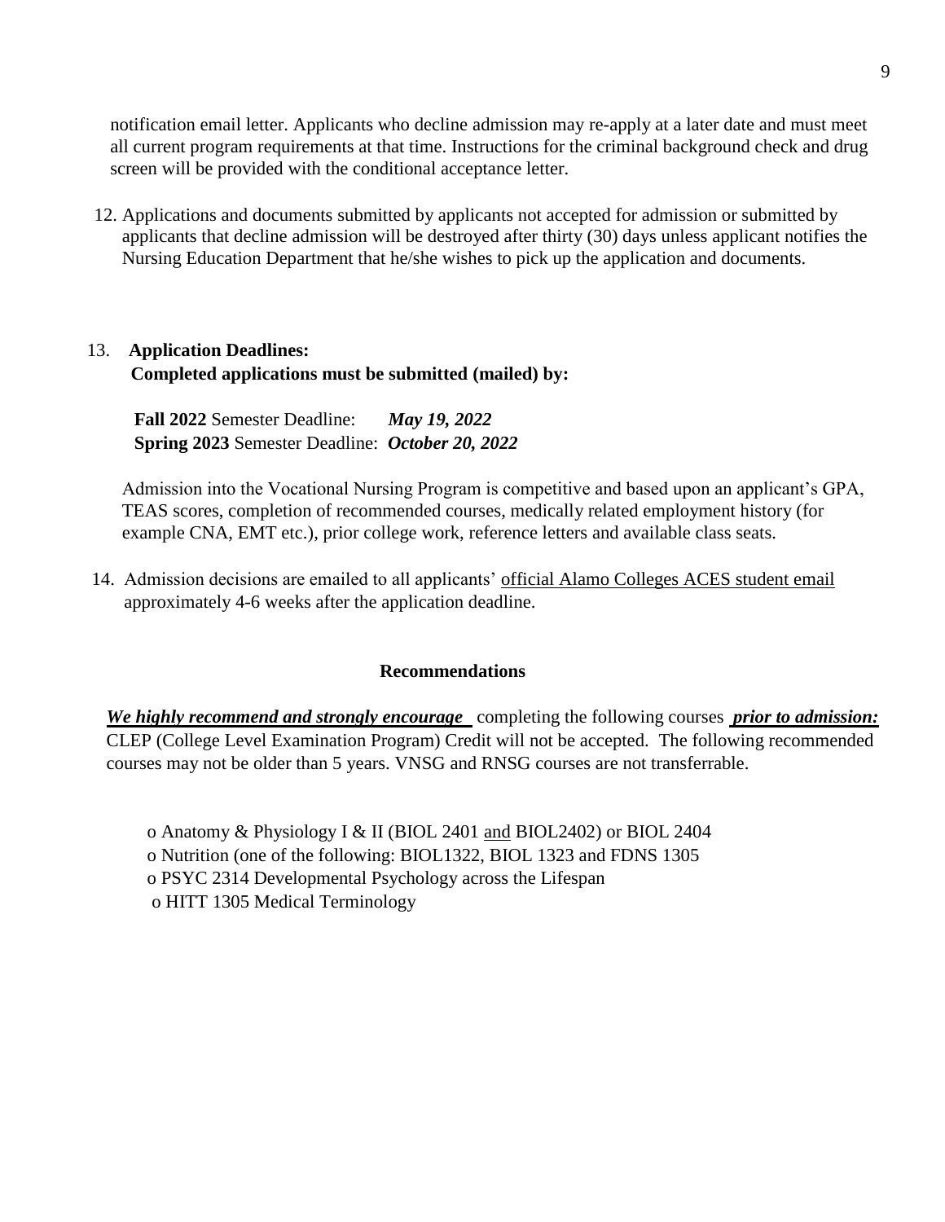notification email letter. Applicants who decline admission may re-apply at a later date and must meet all current program requirements at that time. Instructions for the criminal background check and drug screen will be provided with the conditional acceptance letter.

12. Applications and documents submitted by applicants not accepted for admission or submitted by applicants that decline admission will be destroyed after thirty (30) days unless applicant notifies the Nursing Education Department that he/she wishes to pick up the application and documents.

13. **Application Deadlines:**
    **Completed applications must be submitted (mailed) by:**

    **Fall 2022** Semester Deadline: ***May 19, 2022***
    **Spring 2023** Semester Deadline: ***October 20, 2022***

    Admission into the Vocational Nursing Program is competitive and based upon an applicant's GPA, TEAS scores, completion of recommended courses, medically related employment history (for example CNA, EMT etc.), prior college work, reference letters and available class seats.

14. Admission decisions are emailed to all applicants' official Alamo Colleges ACES student email approximately 4-6 weeks after the application deadline.

## Recommendations

***We highly recommend and strongly encourage*** completing the following courses ***prior to admission:*** CLEP (College Level Examination Program) Credit will not be accepted. The following recommended courses may not be older than 5 years. VNSG and RNSG courses are not transferrable.

- Anatomy & Physiology I & II (BIOL 2401 and BIOL2402) or BIOL 2404
- Nutrition (one of the following: BIOL1322, BIOL 1323 and FDNS 1305
- PSYC 2314 Developmental Psychology across the Lifespan
- HITT 1305 Medical Terminology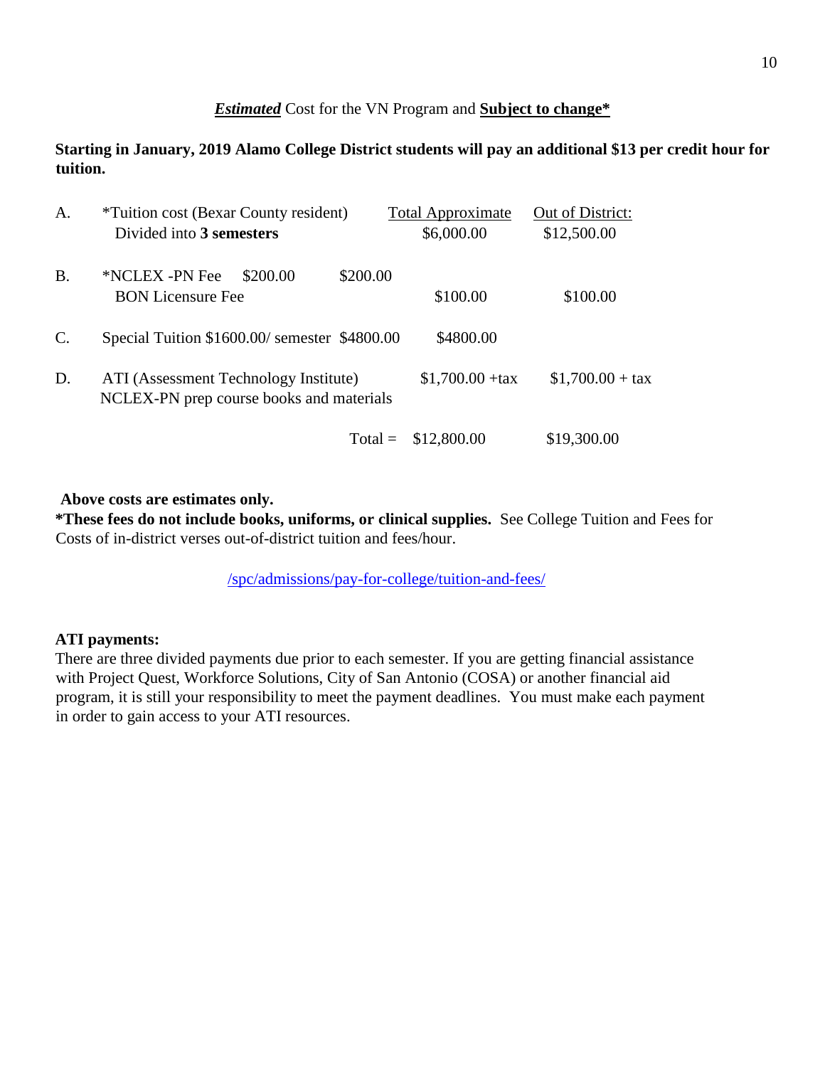***Estimated*** Cost for the VN Program and **Subject to change***

**Starting in January, 2019 Alamo College District students will pay an additional $13 per credit hour for tuition.**

| | | | Total Approximate | Out of District: |
|---|---|---|---|---|
| A. | *Tuition cost (Bexar County resident) Divided into **3 semesters** | | $6,000.00 | $12,500.00 |
| B. | *NCLEX -PN Fee $200.00 | $200.00 | | |
| | BON Licensure Fee | | $100.00 | $100.00 |
| C. | Special Tuition $1600.00/ semester | $4800.00 | $4800.00 | |
| D. | ATI (Assessment Technology Institute) NCLEX-PN prep course books and materials | | $1,700.00 +tax | $1,700.00 + tax |
| | | Total = | $12,800.00 | $19,300.00 |

**Above costs are estimates only.**

***These fees do not include books, uniforms, or clinical supplies.** See College Tuition and Fees for Costs of in-district verses out-of-district tuition and fees/hour.

/spc/admissions/pay-for-college/tuition-and-fees/

**ATI payments:**

There are three divided payments due prior to each semester. If you are getting financial assistance with Project Quest, Workforce Solutions, City of San Antonio (COSA) or another financial aid program, it is still your responsibility to meet the payment deadlines. You must make each payment in order to gain access to your ATI resources.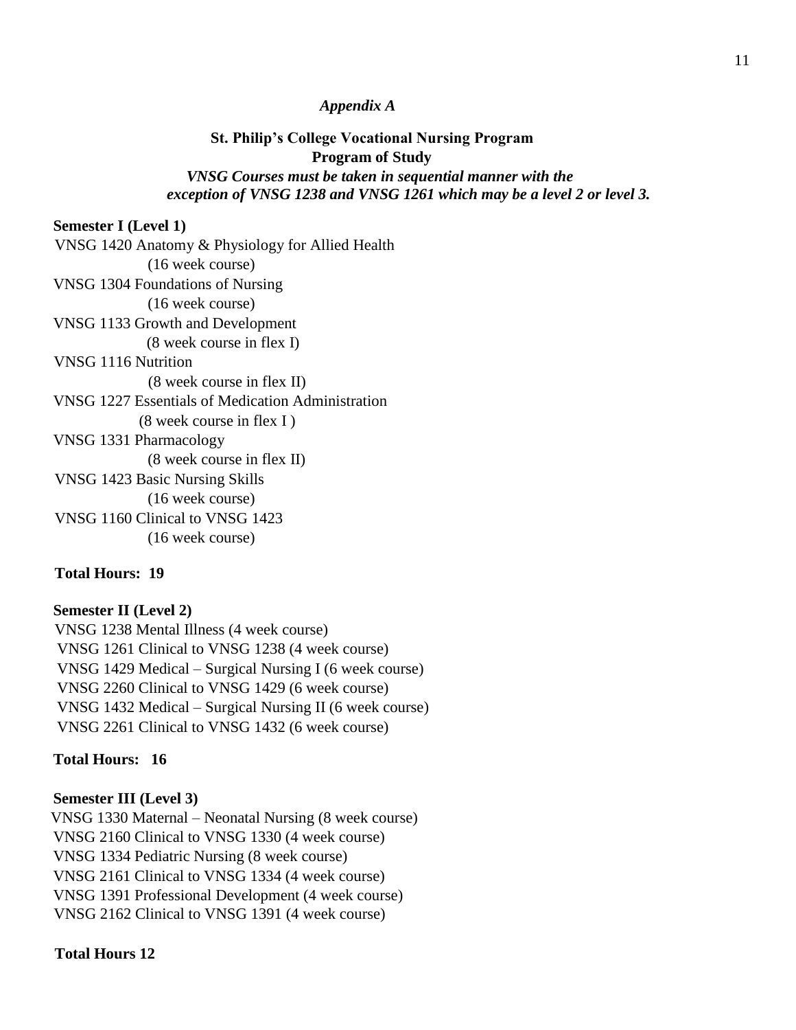*Appendix A*

**St. Philip's College Vocational Nursing Program**
**Program of Study**
***VNSG Courses must be taken in sequential manner with the exception of VNSG 1238 and VNSG 1261 which may be a level 2 or level 3.***

**Semester I (Level 1)**

VNSG 1420 Anatomy & Physiology for Allied Health
(16 week course)
VNSG 1304 Foundations of Nursing
(16 week course)
VNSG 1133 Growth and Development
(8 week course in flex I)
VNSG 1116 Nutrition
(8 week course in flex II)
VNSG 1227 Essentials of Medication Administration
(8 week course in flex I )
VNSG 1331 Pharmacology
(8 week course in flex II)
VNSG 1423 Basic Nursing Skills
(16 week course)
VNSG 1160 Clinical to VNSG 1423
(16 week course)

**Total Hours: 19**

**Semester II (Level 2)**

VNSG 1238 Mental Illness (4 week course)
VNSG 1261 Clinical to VNSG 1238 (4 week course)
VNSG 1429 Medical – Surgical Nursing I (6 week course)
VNSG 2260 Clinical to VNSG 1429 (6 week course)
VNSG 1432 Medical – Surgical Nursing II (6 week course)
VNSG 2261 Clinical to VNSG 1432 (6 week course)

**Total Hours: 16**

**Semester III (Level 3)**

VNSG 1330 Maternal – Neonatal Nursing (8 week course)
VNSG 2160 Clinical to VNSG 1330 (4 week course)
VNSG 1334 Pediatric Nursing (8 week course)
VNSG 2161 Clinical to VNSG 1334 (4 week course)
VNSG 1391 Professional Development (4 week course)
VNSG 2162 Clinical to VNSG 1391 (4 week course)

**Total Hours 12**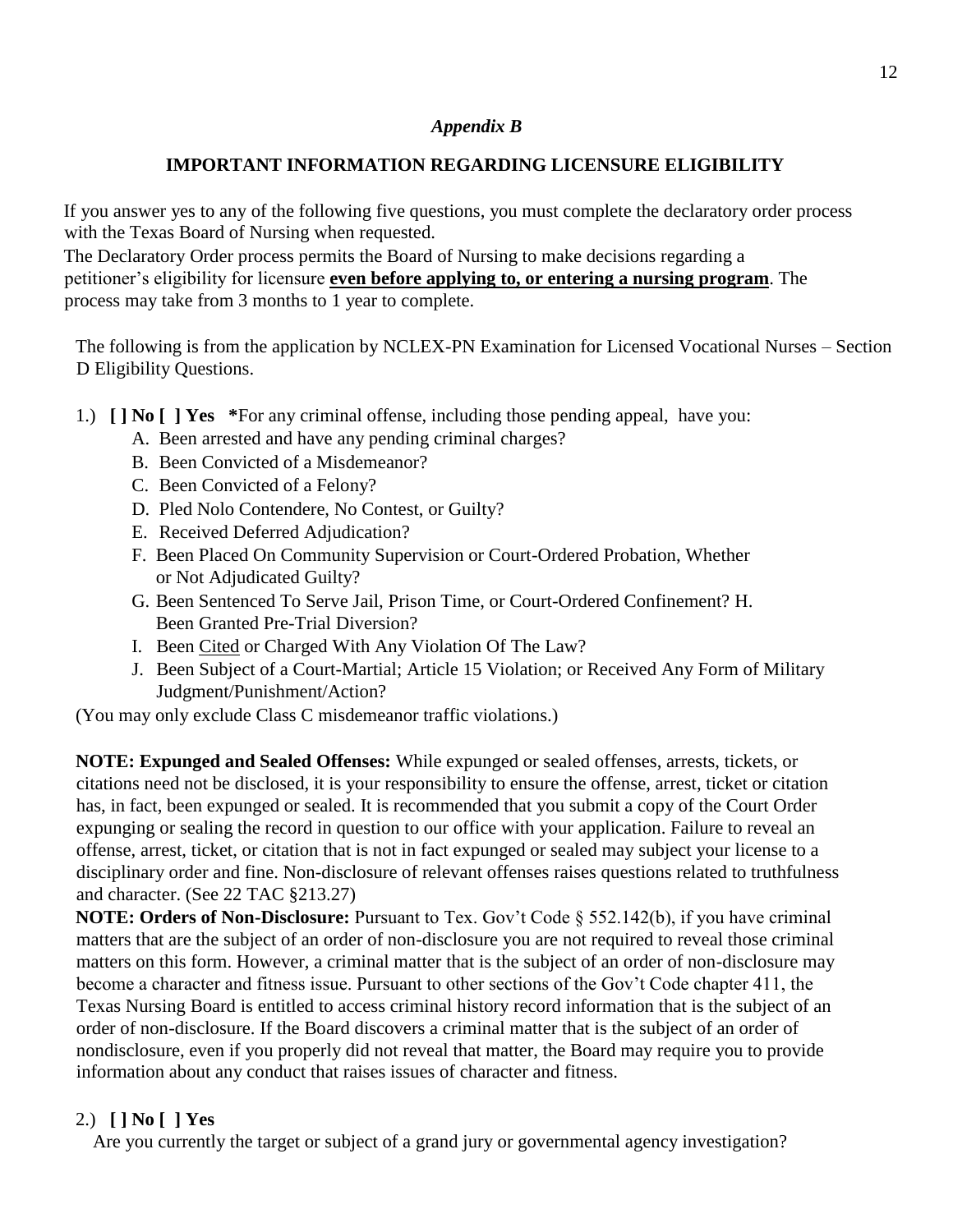*Appendix B*

**IMPORTANT INFORMATION REGARDING LICENSURE ELIGIBILITY**

If you answer yes to any of the following five questions, you must complete the declaratory order process with the Texas Board of Nursing when requested.

The Declaratory Order process permits the Board of Nursing to make decisions regarding a petitioner's eligibility for licensure **even before applying to, or entering a nursing program**. The process may take from 3 months to 1 year to complete.

The following is from the application by NCLEX-PN Examination for Licensed Vocational Nurses – Section D Eligibility Questions.

1.) **[ ] No [ ] Yes** ***For any criminal offense, including those pending appeal, have you:

A. Been arrested and have any pending criminal charges?
B. Been Convicted of a Misdemeanor?
C. Been Convicted of a Felony?
D. Pled Nolo Contendere, No Contest, or Guilty?
E. Received Deferred Adjudication?
F. Been Placed On Community Supervision or Court-Ordered Probation, Whether or Not Adjudicated Guilty?
G. Been Sentenced To Serve Jail, Prison Time, or Court-Ordered Confinement?
H. Been Granted Pre-Trial Diversion?
I. Been <u>Cited</u> or Charged With Any Violation Of The Law?
J. Been Subject of a Court-Martial; Article 15 Violation; or Received Any Form of Military Judgment/Punishment/Action?

(You may only exclude Class C misdemeanor traffic violations.)

**NOTE: Expunged and Sealed Offenses:** While expunged or sealed offenses, arrests, tickets, or citations need not be disclosed, it is your responsibility to ensure the offense, arrest, ticket or citation has, in fact, been expunged or sealed. It is recommended that you submit a copy of the Court Order expunging or sealing the record in question to our office with your application. Failure to reveal an offense, arrest, ticket, or citation that is not in fact expunged or sealed may subject your license to a disciplinary order and fine. Non-disclosure of relevant offenses raises questions related to truthfulness and character. (See 22 TAC §213.27)

**NOTE: Orders of Non-Disclosure:** Pursuant to Tex. Gov't Code § 552.142(b), if you have criminal matters that are the subject of an order of non-disclosure you are not required to reveal those criminal matters on this form. However, a criminal matter that is the subject of an order of non-disclosure may become a character and fitness issue. Pursuant to other sections of the Gov't Code chapter 411, the Texas Nursing Board is entitled to access criminal history record information that is the subject of an order of non-disclosure. If the Board discovers a criminal matter that is the subject of an order of nondisclosure, even if you properly did not reveal that matter, the Board may require you to provide information about any conduct that raises issues of character and fitness.

2.) **[ ] No [ ] Yes**

Are you currently the target or subject of a grand jury or governmental agency investigation?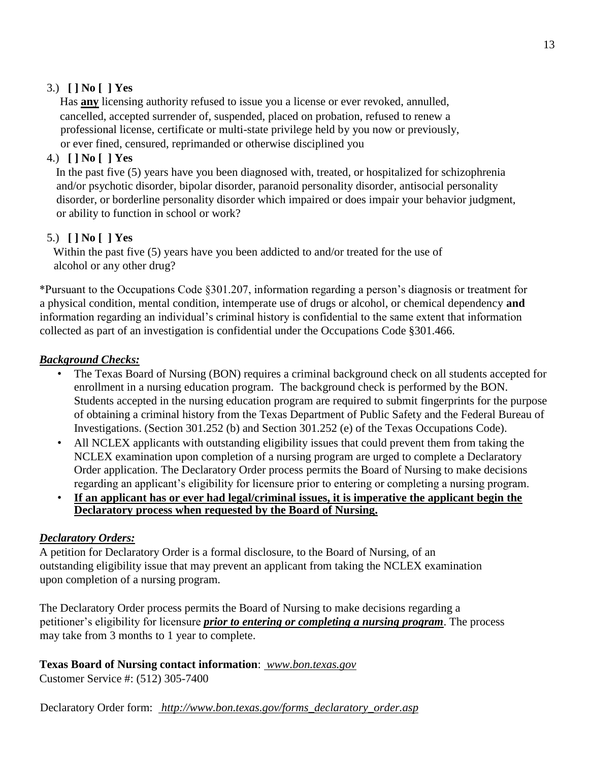3.) **[ ] No [ ] Yes**

Has **<u>any</u>** licensing authority refused to issue you a license or ever revoked, annulled, cancelled, accepted surrender of, suspended, placed on probation, refused to renew a professional license, certificate or multi-state privilege held by you now or previously, or ever fined, censured, reprimanded or otherwise disciplined you

4.) **[ ] No [ ] Yes**

In the past five (5) years have you been diagnosed with, treated, or hospitalized for schizophrenia and/or psychotic disorder, bipolar disorder, paranoid personality disorder, antisocial personality disorder, or borderline personality disorder which impaired or does impair your behavior judgment, or ability to function in school or work?

5.) **[ ] No [ ] Yes**

Within the past five (5) years have you been addicted to and/or treated for the use of alcohol or any other drug?

*Pursuant to the Occupations Code §301.207, information regarding a person's diagnosis or treatment for a physical condition, mental condition, intemperate use of drugs or alcohol, or chemical dependency **and** information regarding an individual's criminal history is confidential to the same extent that information collected as part of an investigation is confidential under the Occupations Code §301.466.

***<u>Background Checks:</u>***

- The Texas Board of Nursing (BON) requires a criminal background check on all students accepted for enrollment in a nursing education program. The background check is performed by the BON. Students accepted in the nursing education program are required to submit fingerprints for the purpose of obtaining a criminal history from the Texas Department of Public Safety and the Federal Bureau of Investigations. (Section 301.252 (b) and Section 301.252 (e) of the Texas Occupations Code).
- All NCLEX applicants with outstanding eligibility issues that could prevent them from taking the NCLEX examination upon completion of a nursing program are urged to complete a Declaratory Order application. The Declaratory Order process permits the Board of Nursing to make decisions regarding an applicant's eligibility for licensure prior to entering or completing a nursing program.
- **<u>If an applicant has or ever had legal/criminal issues, it is imperative the applicant begin the Declaratory process when requested by the Board of Nursing.</u>**

***<u>Declaratory Orders:</u>***

A petition for Declaratory Order is a formal disclosure, to the Board of Nursing, of an outstanding eligibility issue that may prevent an applicant from taking the NCLEX examination upon completion of a nursing program.

The Declaratory Order process permits the Board of Nursing to make decisions regarding a petitioner's eligibility for licensure ***<u>prior to entering or completing a nursing program</u>***. The process may take from 3 months to 1 year to complete.

**Texas Board of Nursing contact information**: *<u>www.bon.texas.gov</u>*
Customer Service #: (512) 305-7400

Declaratory Order form: *<u>http://www.bon.texas.gov/forms_declaratory_order.asp</u>*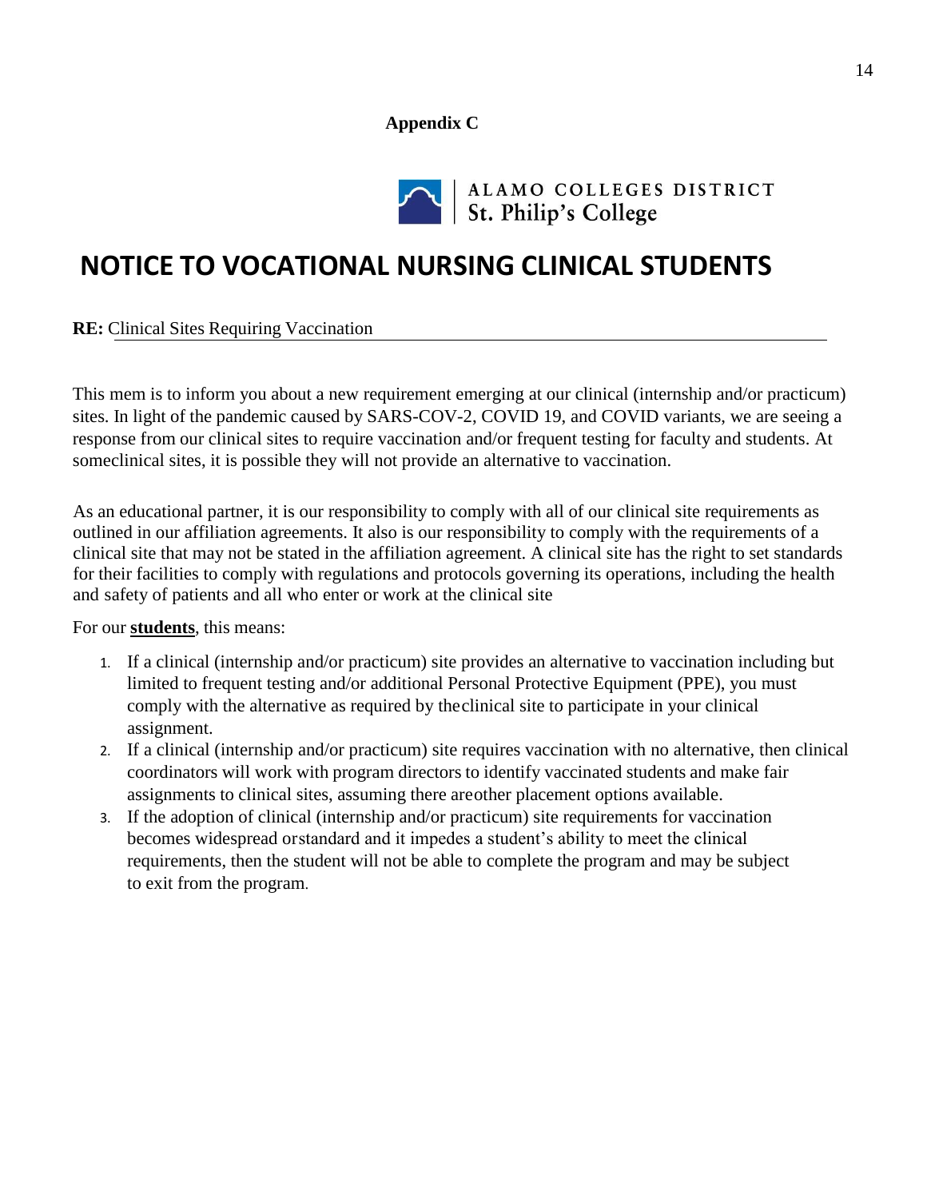**Appendix C**

ALAMO COLLEGES DISTRICT
St. Philip's College

# NOTICE TO VOCATIONAL NURSING CLINICAL STUDENTS

**RE:** Clinical Sites Requiring Vaccination

This mem is to inform you about a new requirement emerging at our clinical (internship and/or practicum) sites. In light of the pandemic caused by SARS-COV-2, COVID 19, and COVID variants, we are seeing a response from our clinical sites to require vaccination and/or frequent testing for faculty and students. At someclinical sites, it is possible they will not provide an alternative to vaccination.

As an educational partner, it is our responsibility to comply with all of our clinical site requirements as outlined in our affiliation agreements. It also is our responsibility to comply with the requirements of a clinical site that may not be stated in the affiliation agreement. A clinical site has the right to set standards for their facilities to comply with regulations and protocols governing its operations, including the health and safety of patients and all who enter or work at the clinical site

For our **students**, this means:

1. If a clinical (internship and/or practicum) site provides an alternative to vaccination including but limited to frequent testing and/or additional Personal Protective Equipment (PPE), you must comply with the alternative as required by theclinical site to participate in your clinical assignment.
2. If a clinical (internship and/or practicum) site requires vaccination with no alternative, then clinical coordinators will work with program directors to identify vaccinated students and make fair assignments to clinical sites, assuming there areother placement options available.
3. If the adoption of clinical (internship and/or practicum) site requirements for vaccination becomes widespread orstandard and it impedes a student's ability to meet the clinical requirements, then the student will not be able to complete the program and may be subject to exit from the program.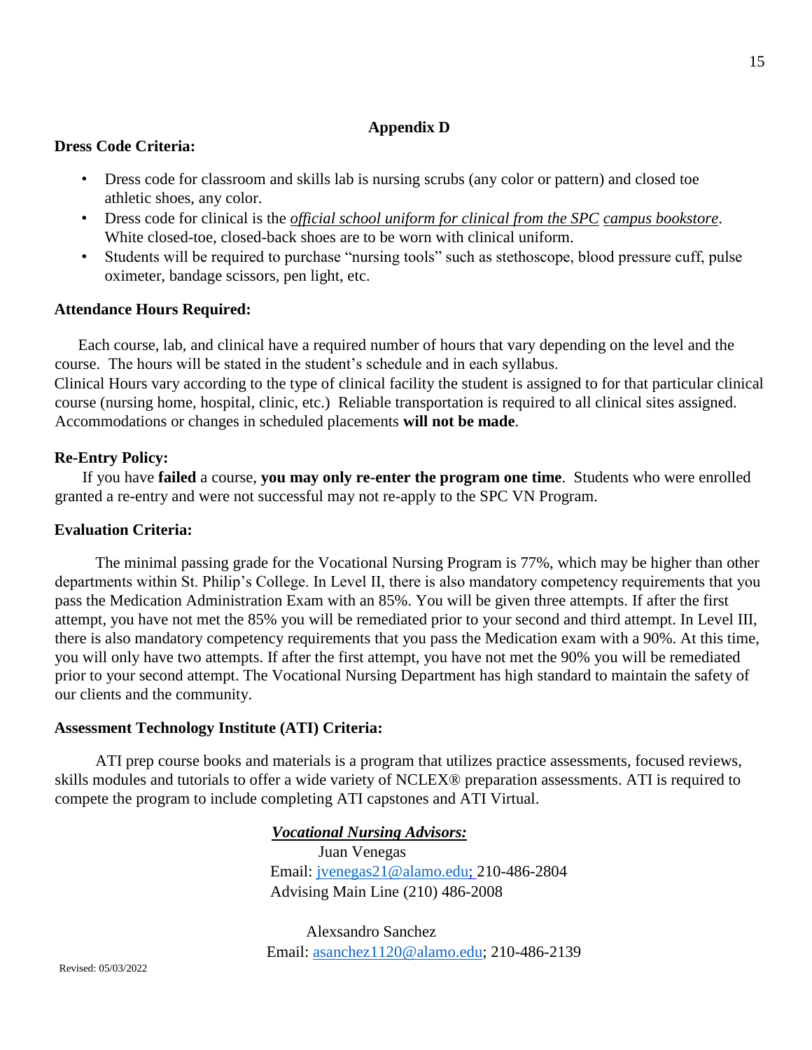## Appendix D

**Dress Code Criteria:**

- Dress code for classroom and skills lab is nursing scrubs (any color or pattern) and closed toe athletic shoes, any color.
- Dress code for clinical is the *official school uniform for clinical from the SPC campus bookstore*. White closed-toe, closed-back shoes are to be worn with clinical uniform.
- Students will be required to purchase "nursing tools" such as stethoscope, blood pressure cuff, pulse oximeter, bandage scissors, pen light, etc.

**Attendance Hours Required:**

Each course, lab, and clinical have a required number of hours that vary depending on the level and the course. The hours will be stated in the student's schedule and in each syllabus.
Clinical Hours vary according to the type of clinical facility the student is assigned to for that particular clinical course (nursing home, hospital, clinic, etc.) Reliable transportation is required to all clinical sites assigned. Accommodations or changes in scheduled placements **will not be made**.

**Re-Entry Policy:**

If you have **failed** a course, **you may only re-enter the program one time**. Students who were enrolled granted a re-entry and were not successful may not re-apply to the SPC VN Program.

**Evaluation Criteria:**

The minimal passing grade for the Vocational Nursing Program is 77%, which may be higher than other departments within St. Philip's College. In Level II, there is also mandatory competency requirements that you pass the Medication Administration Exam with an 85%. You will be given three attempts. If after the first attempt, you have not met the 85% you will be remediated prior to your second and third attempt. In Level III, there is also mandatory competency requirements that you pass the Medication exam with a 90%. At this time, you will only have two attempts. If after the first attempt, you have not met the 90% you will be remediated prior to your second attempt. The Vocational Nursing Department has high standard to maintain the safety of our clients and the community.

**Assessment Technology Institute (ATI) Criteria:**

ATI prep course books and materials is a program that utilizes practice assessments, focused reviews, skills modules and tutorials to offer a wide variety of NCLEX® preparation assessments. ATI is required to compete the program to include completing ATI capstones and ATI Virtual.

***Vocational Nursing Advisors:***

Juan Venegas
Email: jvenegas21@alamo.edu; 210-486-2804
Advising Main Line (210) 486-2008

Alexsandro Sanchez
Email: asanchez1120@alamo.edu; 210-486-2139

Revised: 05/03/2022